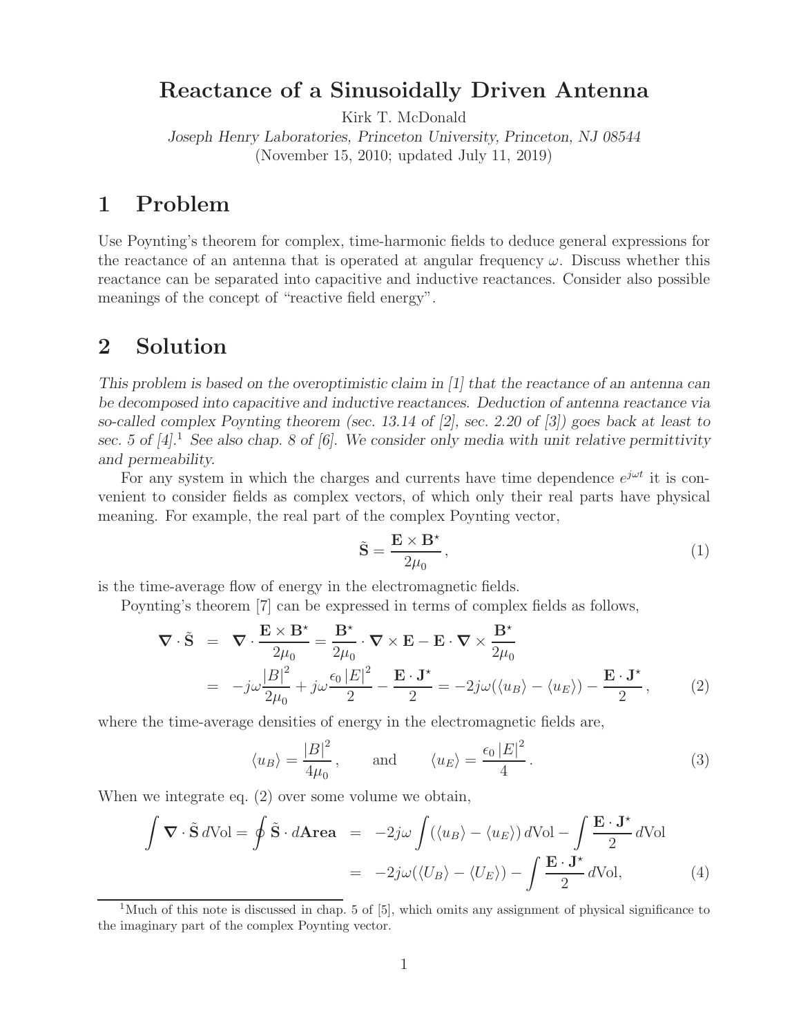# Reactance of a Sinusoidally Driven Antenna

Kirk T. McDonald

*Joseph Henry Laboratories, Princeton University, Princeton, NJ 08544*

(November 15, 2010; updated July 11, 2019)

## 1 Problem

Use Poynting's theorem for complex, time-harmonic fields to deduce general expressions for the reactance of an antenna that is operated at angular frequency $\omega$. Discuss whether this reactance can be separated into capacitive and inductive reactances. Consider also possible meanings of the concept of "reactive field energy".

## 2 Solution

*This problem is based on the overoptimistic claim in [1] that the reactance of an antenna can be decomposed into capacitive and inductive reactances. Deduction of antenna reactance via so-called complex Poynting theorem (sec. 13.14 of [2], sec. 2.20 of [3]) goes back at least to sec. 5 of [4].*[1] *See also chap. 8 of [6]. We consider only media with unit relative permittivity and permeability.*

For any system in which the charges and currents have time dependence $e^{j\omega t}$ it is convenient to consider fields as complex vectors, of which only their real parts have physical meaning. For example, the real part of the complex Poynting vector,

$$\tilde{\mathbf{S}} = \frac{\mathbf{E} \times \mathbf{B}^{\star}}{2\mu_0}, \tag{1}$$

is the time-average flow of energy in the electromagnetic fields.

Poynting's theorem [7] can be expressed in terms of complex fields as follows,

$$\begin{aligned}
\boldsymbol{\nabla} \cdot \tilde{\mathbf{S}} &= \boldsymbol{\nabla} \cdot \frac{\mathbf{E} \times \mathbf{B}^{\star}}{2\mu_0} = \frac{\mathbf{B}^{\star}}{2\mu_0} \cdot \boldsymbol{\nabla} \times \mathbf{E} - \mathbf{E} \cdot \boldsymbol{\nabla} \times \frac{\mathbf{B}^{\star}}{2\mu_0} \\
&= -j\omega \frac{|B|^2}{2\mu_0} + j\omega \frac{\epsilon_0 |E|^2}{2} - \frac{\mathbf{E} \cdot \mathbf{J}^{\star}}{2} = -2j\omega(\langle u_B \rangle - \langle u_E \rangle) - \frac{\mathbf{E} \cdot \mathbf{J}^{\star}}{2},
\end{aligned} \tag{2}$$

where the time-average densities of energy in the electromagnetic fields are,

$$\langle u_B \rangle = \frac{|B|^2}{4\mu_0}, \qquad \text{and} \qquad \langle u_E \rangle = \frac{\epsilon_0 |E|^2}{4}. \tag{3}$$

When we integrate eq. (2) over some volume we obtain,

$$\begin{aligned}
\int \boldsymbol{\nabla} \cdot \tilde{\mathbf{S}} \, d\text{Vol} = \oint \tilde{\mathbf{S}} \cdot d\mathbf{Area} &= -2j\omega \int (\langle u_B \rangle - \langle u_E \rangle) \, d\text{Vol} - \int \frac{\mathbf{E} \cdot \mathbf{J}^{\star}}{2} \, d\text{Vol} \\
&= -2j\omega(\langle U_B \rangle - \langle U_E \rangle) - \int \frac{\mathbf{E} \cdot \mathbf{J}^{\star}}{2} \, d\text{Vol},
\end{aligned} \tag{4}$$

[1] Much of this note is discussed in chap. 5 of [5], which omits any assignment of physical significance to the imaginary part of the complex Poynting vector.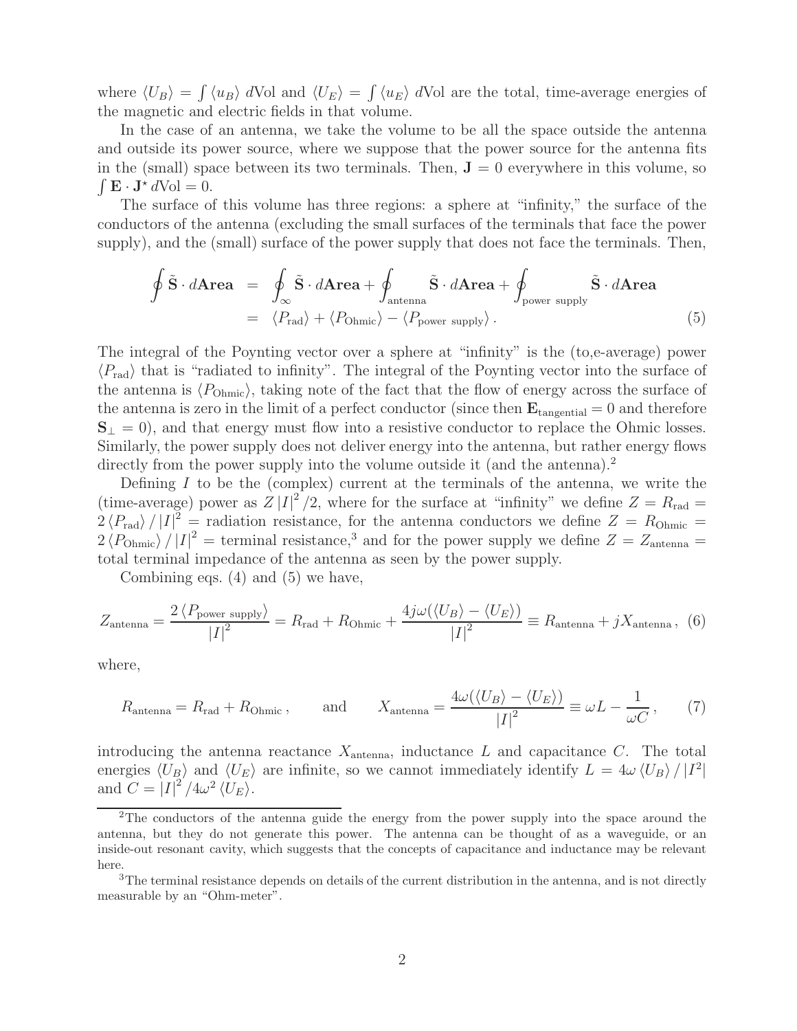where $\langle U_B \rangle = \int \langle u_B \rangle \, d\text{Vol}$ and $\langle U_E \rangle = \int \langle u_E \rangle \, d\text{Vol}$ are the total, time-average energies of the magnetic and electric fields in that volume.

In the case of an antenna, we take the volume to be all the space outside the antenna and outside its power source, where we suppose that the power source for the antenna fits in the (small) space between its two terminals. Then, $\mathbf{J} = 0$ everywhere in this volume, so $\int \mathbf{E} \cdot \mathbf{J}^\star \, d\text{Vol} = 0$.

The surface of this volume has three regions: a sphere at "infinity," the surface of the conductors of the antenna (excluding the small surfaces of the terminals that face the power supply), and the (small) surface of the power supply that does not face the terminals. Then,

$$
\begin{aligned}
\oint \tilde{\mathbf{S}} \cdot d\mathbf{Area} &= \oint_\infty \tilde{\mathbf{S}} \cdot d\mathbf{Area} + \oint_{\text{antenna}} \tilde{\mathbf{S}} \cdot d\mathbf{Area} + \oint_{\text{power supply}} \tilde{\mathbf{S}} \cdot d\mathbf{Area} \\
&= \langle P_{\text{rad}} \rangle + \langle P_{\text{Ohmic}} \rangle - \langle P_{\text{power supply}} \rangle . \qquad (5)
\end{aligned}
$$

The integral of the Poynting vector over a sphere at "infinity" is the (to,e-average) power $\langle P_{\text{rad}} \rangle$ that is "radiated to infinity". The integral of the Poynting vector into the surface of the antenna is $\langle P_{\text{Ohmic}} \rangle$, taking note of the fact that the flow of energy across the surface of the antenna is zero in the limit of a perfect conductor (since then $\mathbf{E}_{\text{tangential}} = 0$ and therefore $\mathbf{S}_\perp = 0$), and that energy must flow into a resistive conductor to replace the Ohmic losses. Similarly, the power supply does not deliver energy into the antenna, but rather energy flows directly from the power supply into the volume outside it (and the antenna).[2]

Defining $I$ to be the (complex) current at the terminals of the antenna, we write the (time-average) power as $Z |I|^2 / 2$, where for the surface at "infinity" we define $Z = R_{\text{rad}} = 2 \langle P_{\text{rad}} \rangle / |I|^2$ = radiation resistance, for the antenna conductors we define $Z = R_{\text{Ohmic}} = 2 \langle P_{\text{Ohmic}} \rangle / |I|^2$ = terminal resistance,[3] and for the power supply we define $Z = Z_{\text{antenna}}$ = total terminal impedance of the antenna as seen by the power supply.

Combining eqs. (4) and (5) we have,

$$
Z_{\text{antenna}} = \frac{2 \langle P_{\text{power supply}} \rangle}{|I|^2} = R_{\text{rad}} + R_{\text{Ohmic}} + \frac{4j\omega(\langle U_B \rangle - \langle U_E \rangle)}{|I|^2} \equiv R_{\text{antenna}} + jX_{\text{antenna}} , \quad (6)
$$

where,

$$
R_{\text{antenna}} = R_{\text{rad}} + R_{\text{Ohmic}} , \qquad \text{and} \qquad X_{\text{antenna}} = \frac{4\omega(\langle U_B \rangle - \langle U_E \rangle)}{|I|^2} \equiv \omega L - \frac{1}{\omega C} , \qquad (7)
$$

introducing the antenna reactance $X_{\text{antenna}}$, inductance $L$ and capacitance $C$. The total energies $\langle U_B \rangle$ and $\langle U_E \rangle$ are infinite, so we cannot immediately identify $L = 4\omega \langle U_B \rangle / |I^2|$ and $C = |I|^2 / 4\omega^2 \langle U_E \rangle$.

---

[2] The conductors of the antenna guide the energy from the power supply into the space around the antenna, but they do not generate this power. The antenna can be thought of as a waveguide, or an inside-out resonant cavity, which suggests that the concepts of capacitance and inductance may be relevant here.

[3] The terminal resistance depends on details of the current distribution in the antenna, and is not directly measurable by an "Ohm-meter".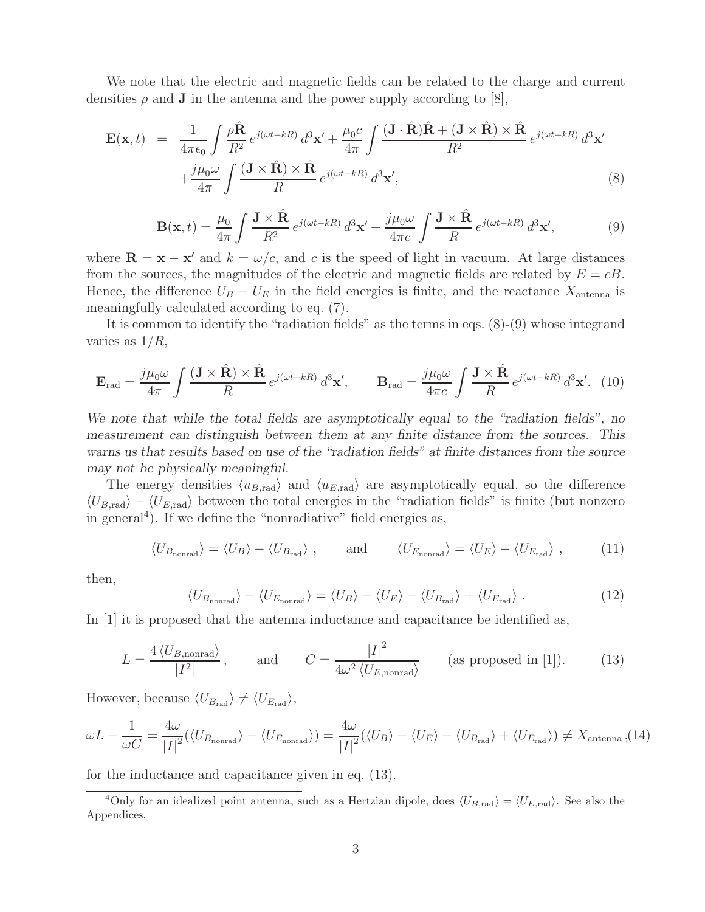We note that the electric and magnetic fields can be related to the charge and current densities $\rho$ and $\mathbf{J}$ in the antenna and the power supply according to [8],

$$\mathbf{E}(\mathbf{x},t) = \frac{1}{4\pi\epsilon_0}\int \frac{\rho\hat{\mathbf{R}}}{R^2}\, e^{j(\omega t - kR)}\, d^3\mathbf{x}' + \frac{\mu_0 c}{4\pi}\int \frac{(\mathbf{J}\cdot\hat{\mathbf{R}})\hat{\mathbf{R}} + (\mathbf{J}\times\hat{\mathbf{R}})\times\hat{\mathbf{R}}}{R^2}\, e^{j(\omega t - kR)}\, d^3\mathbf{x}' + \frac{j\mu_0\omega}{4\pi}\int \frac{(\mathbf{J}\times\hat{\mathbf{R}})\times\hat{\mathbf{R}}}{R}\, e^{j(\omega t - kR)}\, d^3\mathbf{x}', \tag{8}$$

$$\mathbf{B}(\mathbf{x},t) = \frac{\mu_0}{4\pi}\int \frac{\mathbf{J}\times\hat{\mathbf{R}}}{R^2}\, e^{j(\omega t - kR)}\, d^3\mathbf{x}' + \frac{j\mu_0\omega}{4\pi c}\int \frac{\mathbf{J}\times\hat{\mathbf{R}}}{R}\, e^{j(\omega t - kR)}\, d^3\mathbf{x}', \tag{9}$$

where $\mathbf{R} = \mathbf{x} - \mathbf{x}'$ and $k = \omega/c$, and $c$ is the speed of light in vacuum. At large distances from the sources, the magnitudes of the electric and magnetic fields are related by $E = cB$. Hence, the difference $U_B - U_E$ in the field energies is finite, and the reactance $X_{\rm antenna}$ is meaningfully calculated according to eq. (7).

It is common to identify the "radiation fields" as the terms in eqs. (8)-(9) whose integrand varies as $1/R$,

$$\mathbf{E}_{\rm rad} = \frac{j\mu_0\omega}{4\pi}\int \frac{(\mathbf{J}\times\hat{\mathbf{R}})\times\hat{\mathbf{R}}}{R}\, e^{j(\omega t - kR)}\, d^3\mathbf{x}', \qquad \mathbf{B}_{\rm rad} = \frac{j\mu_0\omega}{4\pi c}\int \frac{\mathbf{J}\times\hat{\mathbf{R}}}{R}\, e^{j(\omega t - kR)}\, d^3\mathbf{x}'. \tag{10}$$

*We note that while the total fields are asymptotically equal to the "radiation fields", no measurement can distinguish between them at any finite distance from the sources. This warns us that results based on use of the "radiation fields" at finite distances from the source may not be physically meaningful.*

The energy densities $\langle u_{B,\rm rad}\rangle$ and $\langle u_{E,\rm rad}\rangle$ are asymptotically equal, so the difference $\langle U_{B,\rm rad}\rangle - \langle U_{E,\rm rad}\rangle$ between the total energies in the "radiation fields" is finite (but nonzero in general[4]). If we define the "nonradiative" field energies as,

$$\langle U_{B_{\rm nonrad}}\rangle = \langle U_B\rangle - \langle U_{B_{\rm rad}}\rangle\,, \qquad \text{and} \qquad \langle U_{E_{\rm nonrad}}\rangle = \langle U_E\rangle - \langle U_{E_{\rm rad}}\rangle\,, \tag{11}$$

then,

$$\langle U_{B_{\rm nonrad}}\rangle - \langle U_{E_{\rm nonrad}}\rangle = \langle U_B\rangle - \langle U_E\rangle - \langle U_{B_{\rm rad}}\rangle + \langle U_{E_{\rm rad}}\rangle\,. \tag{12}$$

In [1] it is proposed that the antenna inductance and capacitance be identified as,

$$L = \frac{4\,\langle U_{B,\rm nonrad}\rangle}{|I^2|}\,, \qquad \text{and} \qquad C = \frac{|I|^2}{4\omega^2\,\langle U_{E,\rm nonrad}\rangle} \qquad \text{(as proposed in [1]).} \tag{13}$$

However, because $\langle U_{B_{\rm rad}}\rangle \neq \langle U_{E_{\rm rad}}\rangle$,

$$\omega L - \frac{1}{\omega C} = \frac{4\omega}{|I|^2}(\langle U_{B_{\rm nonrad}}\rangle - \langle U_{E_{\rm nonrad}}\rangle) = \frac{4\omega}{|I|^2}(\langle U_B\rangle - \langle U_E\rangle - \langle U_{B_{\rm rad}}\rangle + \langle U_{E_{\rm rad}}\rangle) \neq X_{\rm antenna}\,, \tag{14}$$

for the inductance and capacitance given in eq. (13).

---

[4] Only for an idealized point antenna, such as a Hertzian dipole, does $\langle U_{B,\rm rad}\rangle = \langle U_{E,\rm rad}\rangle$. See also the Appendices.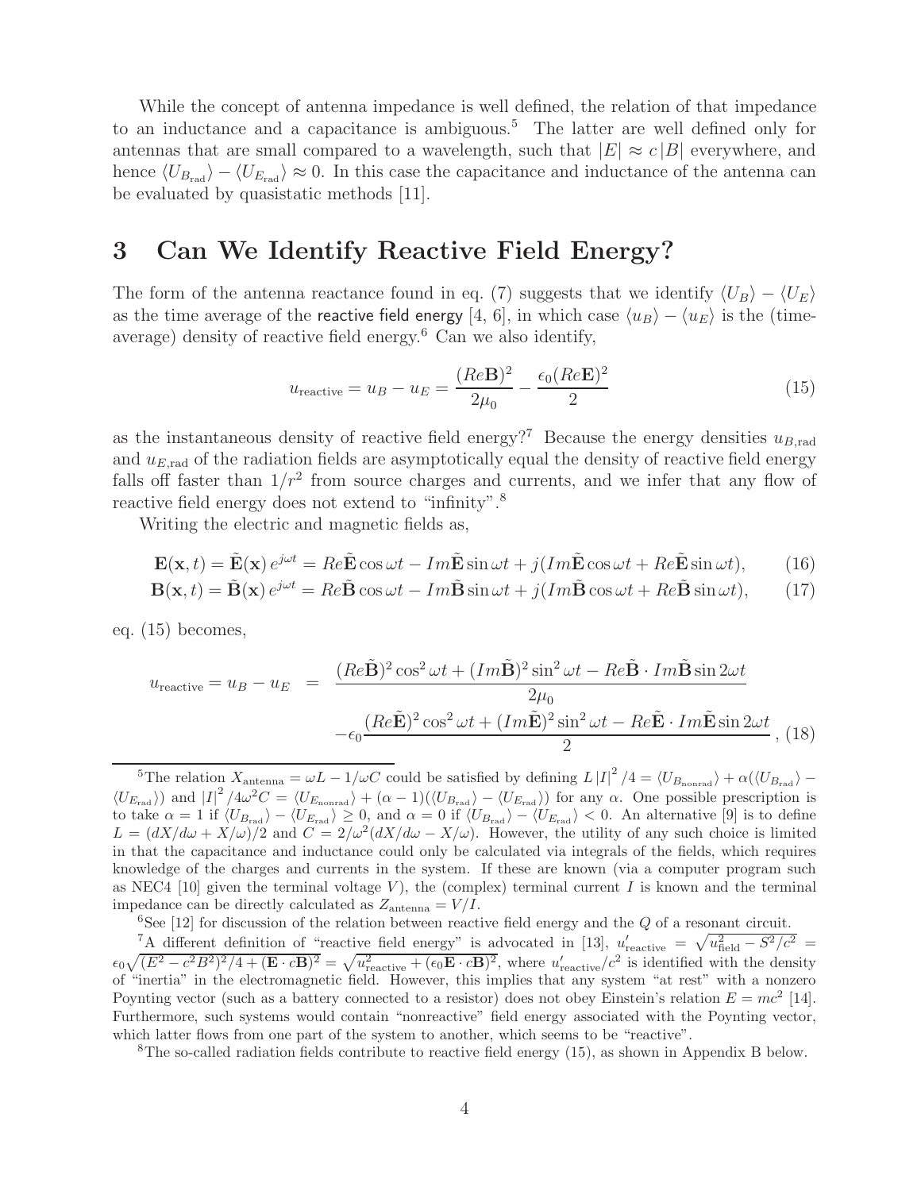While the concept of antenna impedance is well defined, the relation of that impedance to an inductance and a capacitance is ambiguous.[5] The latter are well defined only for antennas that are small compared to a wavelength, such that $|E| \approx c\,|B|$ everywhere, and hence $\langle U_{B_{\rm rad}}\rangle - \langle U_{E_{\rm rad}}\rangle \approx 0$. In this case the capacitance and inductance of the antenna can be evaluated by quasistatic methods [11].

## 3 Can We Identify Reactive Field Energy?

The form of the antenna reactance found in eq. (7) suggests that we identify $\langle U_B\rangle - \langle U_E\rangle$ as the time average of the reactive field energy [4, 6], in which case $\langle u_B\rangle - \langle u_E\rangle$ is the (time-average) density of reactive field energy.[6] Can we also identify,

$$u_{\rm reactive} = u_B - u_E = \frac{(Re\mathbf{B})^2}{2\mu_0} - \frac{\epsilon_0 (Re\mathbf{E})^2}{2} \tag{15}$$

as the instantaneous density of reactive field energy?[7] Because the energy densities $u_{B,\rm rad}$ and $u_{E,\rm rad}$ of the radiation fields are asymptotically equal the density of reactive field energy falls off faster than $1/r^2$ from source charges and currents, and we infer that any flow of reactive field energy does not extend to "infinity".[8]

Writing the electric and magnetic fields as,

$$\mathbf{E}(\mathbf{x},t) = \tilde{\mathbf{E}}(\mathbf{x})\, e^{j\omega t} = Re\tilde{\mathbf{E}}\cos\omega t - Im\tilde{\mathbf{E}}\sin\omega t + j(Im\tilde{\mathbf{E}}\cos\omega t + Re\tilde{\mathbf{E}}\sin\omega t), \tag{16}$$

$$\mathbf{B}(\mathbf{x},t) = \tilde{\mathbf{B}}(\mathbf{x})\, e^{j\omega t} = Re\tilde{\mathbf{B}}\cos\omega t - Im\tilde{\mathbf{B}}\sin\omega t + j(Im\tilde{\mathbf{B}}\cos\omega t + Re\tilde{\mathbf{B}}\sin\omega t), \tag{17}$$

eq. (15) becomes,

$$\begin{aligned} u_{\rm reactive} = u_B - u_E \;=\; & \frac{(Re\tilde{\mathbf{B}})^2\cos^2\omega t + (Im\tilde{\mathbf{B}})^2\sin^2\omega t - Re\tilde{\mathbf{B}}\cdot Im\tilde{\mathbf{B}}\sin 2\omega t}{2\mu_0} \\ & -\epsilon_0 \frac{(Re\tilde{\mathbf{E}})^2\cos^2\omega t + (Im\tilde{\mathbf{E}})^2\sin^2\omega t - Re\tilde{\mathbf{E}}\cdot Im\tilde{\mathbf{E}}\sin 2\omega t}{2}\,, \end{aligned} \tag{18}$$

---

[5] The relation $X_{\rm antenna} = \omega L - 1/\omega C$ could be satisfied by defining $L\,|I|^2/4 = \langle U_{B_{\rm nonrad}}\rangle + \alpha(\langle U_{B_{\rm rad}}\rangle - \langle U_{E_{\rm rad}}\rangle)$ and $|I|^2/4\omega^2 C = \langle U_{E_{\rm nonrad}}\rangle + (\alpha - 1)(\langle U_{B_{\rm rad}}\rangle - \langle U_{E_{\rm rad}}\rangle)$ for any $\alpha$. One possible prescription is to take $\alpha = 1$ if $\langle U_{B_{\rm rad}}\rangle - \langle U_{E_{\rm rad}}\rangle \geq 0$, and $\alpha = 0$ if $\langle U_{B_{\rm rad}}\rangle - \langle U_{E_{\rm rad}}\rangle < 0$. An alternative [9] is to define $L = (dX/d\omega + X/\omega)/2$ and $C = 2/\omega^2(dX/d\omega - X/\omega)$. However, the utility of any such choice is limited in that the capacitance and inductance could only be calculated via integrals of the fields, which requires knowledge of the charges and currents in the system. If these are known (via a computer program such as NEC4 [10] given the terminal voltage $V$), the (complex) terminal current $I$ is known and the terminal impedance can be directly calculated as $Z_{\rm antenna} = V/I$.

[6] See [12] for discussion of the relation between reactive field energy and the $Q$ of a resonant circuit.

[7] A different definition of "reactive field energy" is advocated in [13], $u'_{\rm reactive} = \sqrt{u_{\rm field}^2 - S^2/c^2} = \epsilon_0\sqrt{(E^2 - c^2B^2)^2/4 + (\mathbf{E}\cdot c\mathbf{B})^2} = \sqrt{u_{\rm reactive}^2 + (\epsilon_0\mathbf{E}\cdot c\mathbf{B})^2}$, where $u'_{\rm reactive}/c^2$ is identified with the density of "inertia" in the electromagnetic field. However, this implies that any system "at rest" with a nonzero Poynting vector (such as a battery connected to a resistor) does not obey Einstein's relation $E = mc^2$ [14]. Furthermore, such systems would contain "nonreactive" field energy associated with the Poynting vector, which latter flows from one part of the system to another, which seems to be "reactive".

[8] The so-called radiation fields contribute to reactive field energy (15), as shown in Appendix B below.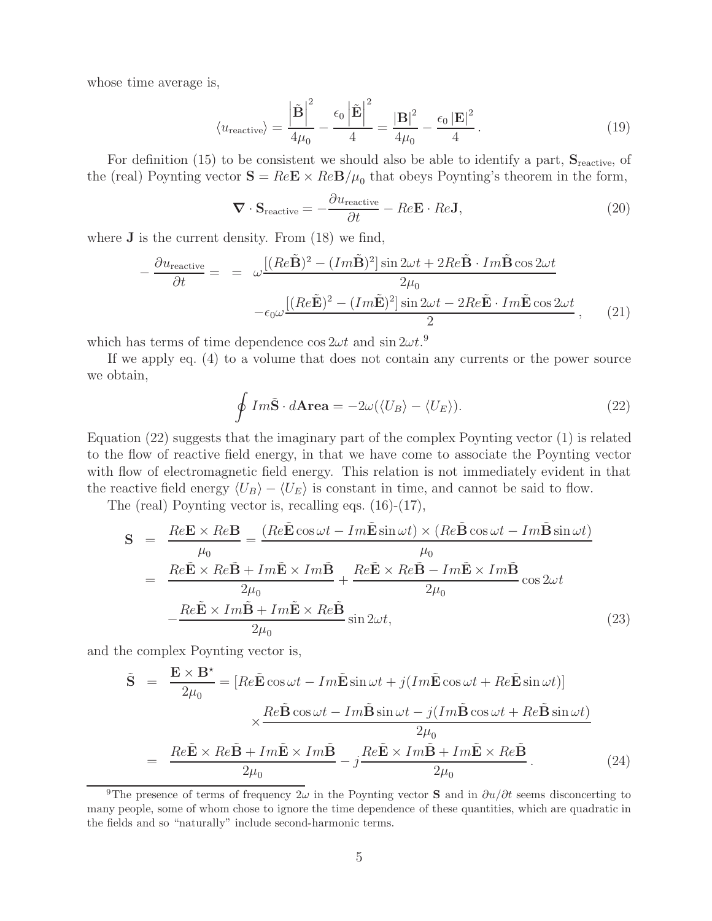whose time average is,

$$\langle u_{\rm reactive} \rangle = \frac{\left|\tilde{\mathbf{B}}\right|^2}{4\mu_0} - \frac{\epsilon_0 \left|\tilde{\mathbf{E}}\right|^2}{4} = \frac{|\mathbf{B}|^2}{4\mu_0} - \frac{\epsilon_0 |\mathbf{E}|^2}{4}. \tag{19}$$

For definition (15) to be consistent we should also be able to identify a part, $\mathbf{S}_{\rm reactive}$, of the (real) Poynting vector $\mathbf{S} = Re\mathbf{E} \times Re\mathbf{B}/\mu_0$ that obeys Poynting's theorem in the form,

$$\boldsymbol{\nabla} \cdot \mathbf{S}_{\rm reactive} = -\frac{\partial u_{\rm reactive}}{\partial t} - Re\mathbf{E} \cdot Re\mathbf{J}, \tag{20}$$

where $\mathbf{J}$ is the current density. From (18) we find,

$$\begin{aligned}
-\frac{\partial u_{\rm reactive}}{\partial t} = &= \omega \frac{[(Re\tilde{\mathbf{B}})^2 - (Im\tilde{\mathbf{B}})^2]\sin 2\omega t + 2Re\tilde{\mathbf{B}} \cdot Im\tilde{\mathbf{B}} \cos 2\omega t}{2\mu_0} \\
&\quad -\epsilon_0 \omega \frac{[(Re\tilde{\mathbf{E}})^2 - (Im\tilde{\mathbf{E}})^2]\sin 2\omega t - 2Re\tilde{\mathbf{E}} \cdot Im\tilde{\mathbf{E}} \cos 2\omega t}{2},
\end{aligned} \tag{21}$$

which has terms of time dependence $\cos 2\omega t$ and $\sin 2\omega t$.[9]

If we apply eq. (4) to a volume that does not contain any currents or the power source we obtain,

$$\oint Im\tilde{\mathbf{S}} \cdot d\mathbf{Area} = -2\omega(\langle U_B \rangle - \langle U_E \rangle). \tag{22}$$

Equation (22) suggests that the imaginary part of the complex Poynting vector (1) is related to the flow of reactive field energy, in that we have come to associate the Poynting vector with flow of electromagnetic field energy. This relation is not immediately evident in that the reactive field energy $\langle U_B \rangle - \langle U_E \rangle$ is constant in time, and cannot be said to flow.

The (real) Poynting vector is, recalling eqs. (16)-(17),

$$\begin{aligned}
\mathbf{S} &= \frac{Re\mathbf{E} \times Re\mathbf{B}}{\mu_0} = \frac{(Re\tilde{\mathbf{E}}\cos\omega t - Im\tilde{\mathbf{E}}\sin\omega t) \times (Re\tilde{\mathbf{B}}\cos\omega t - Im\tilde{\mathbf{B}}\sin\omega t)}{\mu_0} \\
&= \frac{Re\tilde{\mathbf{E}} \times Re\tilde{\mathbf{B}} + Im\tilde{\mathbf{E}} \times Im\tilde{\mathbf{B}}}{2\mu_0} + \frac{Re\tilde{\mathbf{E}} \times Re\tilde{\mathbf{B}} - Im\tilde{\mathbf{E}} \times Im\tilde{\mathbf{B}}}{2\mu_0} \cos 2\omega t \\
&\quad - \frac{Re\tilde{\mathbf{E}} \times Im\tilde{\mathbf{B}} + Im\tilde{\mathbf{E}} \times Re\tilde{\mathbf{B}}}{2\mu_0} \sin 2\omega t,
\end{aligned} \tag{23}$$

and the complex Poynting vector is,

$$\begin{aligned}
\tilde{\mathbf{S}} &= \frac{\mathbf{E} \times \mathbf{B}^\star}{2\mu_0} = [Re\tilde{\mathbf{E}}\cos\omega t - Im\tilde{\mathbf{E}}\sin\omega t + j(Im\tilde{\mathbf{E}}\cos\omega t + Re\tilde{\mathbf{E}}\sin\omega t)] \\
&\qquad \times \frac{Re\tilde{\mathbf{B}}\cos\omega t - Im\tilde{\mathbf{B}}\sin\omega t - j(Im\tilde{\mathbf{B}}\cos\omega t + Re\tilde{\mathbf{B}}\sin\omega t)}{2\mu_0} \\
&= \frac{Re\tilde{\mathbf{E}} \times Re\tilde{\mathbf{B}} + Im\tilde{\mathbf{E}} \times Im\tilde{\mathbf{B}}}{2\mu_0} - j\frac{Re\tilde{\mathbf{E}} \times Im\tilde{\mathbf{B}} + Im\tilde{\mathbf{E}} \times Re\tilde{\mathbf{B}}}{2\mu_0}.
\end{aligned} \tag{24}$$

---

[9] The presence of terms of frequency $2\omega$ in the Poynting vector $\mathbf{S}$ and in $\partial u/\partial t$ seems disconcerting to many people, some of whom chose to ignore the time dependence of these quantities, which are quadratic in the fields and so "naturally" include second-harmonic terms.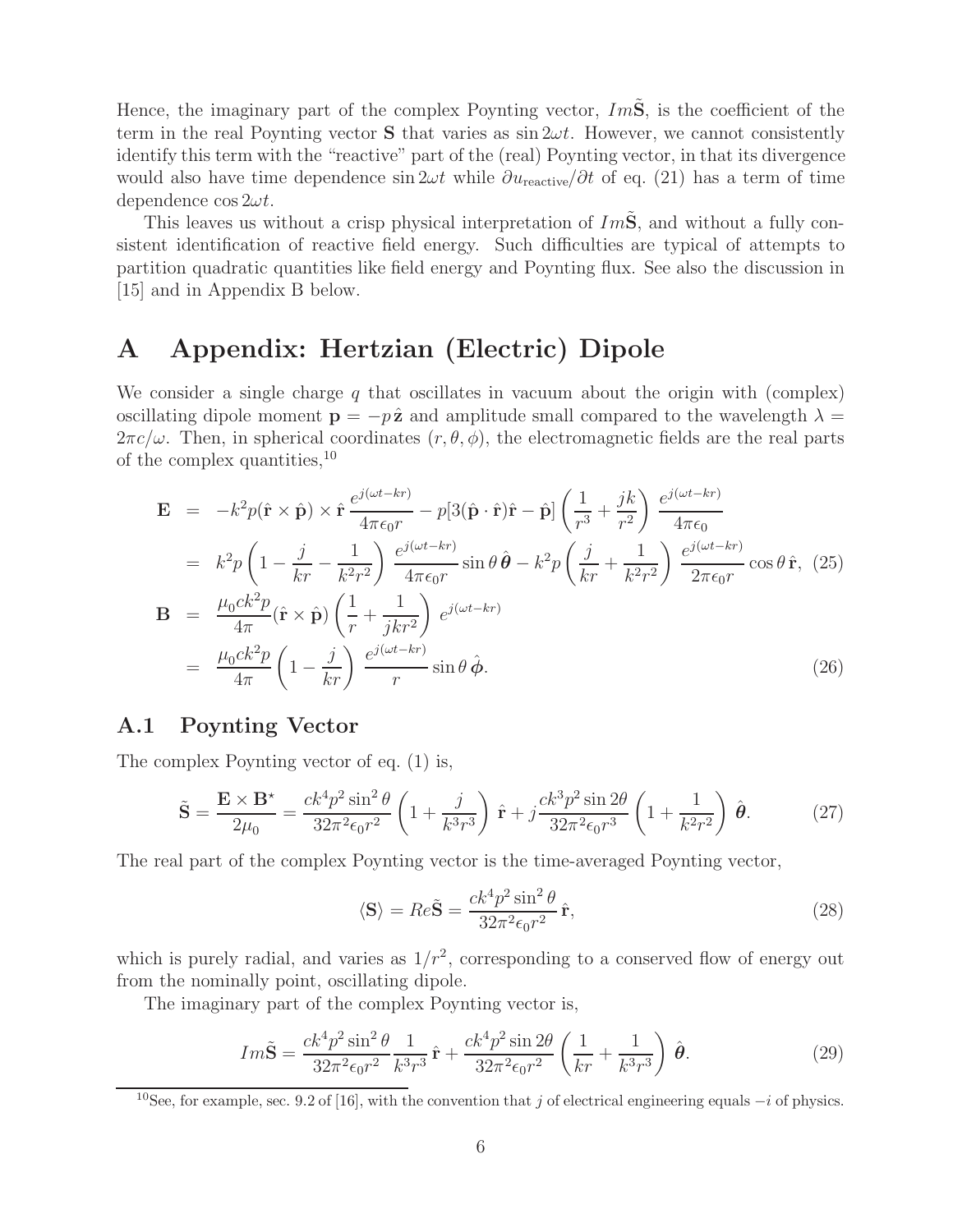Hence, the imaginary part of the complex Poynting vector, $Im\tilde{\mathbf{S}}$, is the coefficient of the term in the real Poynting vector $\mathbf{S}$ that varies as $\sin 2\omega t$. However, we cannot consistently identify this term with the "reactive" part of the (real) Poynting vector, in that its divergence would also have time dependence $\sin 2\omega t$ while $\partial u_{\rm reactive}/\partial t$ of eq. (21) has a term of time dependence $\cos 2\omega t$.

This leaves us without a crisp physical interpretation of $Im\tilde{\mathbf{S}}$, and without a fully consistent identification of reactive field energy. Such difficulties are typical of attempts to partition quadratic quantities like field energy and Poynting flux. See also the discussion in [15] and in Appendix B below.

# A Appendix: Hertzian (Electric) Dipole

We consider a single charge $q$ that oscillates in vacuum about the origin with (complex) oscillating dipole moment $\mathbf{p} = -p\,\hat{\mathbf{z}}$ and amplitude small compared to the wavelength $\lambda = 2\pi c/\omega$. Then, in spherical coordinates $(r, \theta, \phi)$, the electromagnetic fields are the real parts of the complex quantities,[10]

$$
\begin{aligned}
\mathbf{E} &= -k^2 p(\hat{\mathbf{r}} \times \hat{\mathbf{p}}) \times \hat{\mathbf{r}}\, \frac{e^{j(\omega t - kr)}}{4\pi\epsilon_0 r} - p[3(\hat{\mathbf{p}} \cdot \hat{\mathbf{r}})\hat{\mathbf{r}} - \hat{\mathbf{p}}] \left( \frac{1}{r^3} + \frac{jk}{r^2} \right) \frac{e^{j(\omega t - kr)}}{4\pi\epsilon_0} \\
&= k^2 p \left( 1 - \frac{j}{kr} - \frac{1}{k^2 r^2} \right) \frac{e^{j(\omega t - kr)}}{4\pi\epsilon_0 r} \sin\theta\, \hat{\boldsymbol{\theta}} - k^2 p \left( \frac{j}{kr} + \frac{1}{k^2 r^2} \right) \frac{e^{j(\omega t - kr)}}{2\pi\epsilon_0 r} \cos\theta\, \hat{\mathbf{r}}, \qquad (25)
\end{aligned}
$$

$$
\begin{aligned}
\mathbf{B} &= \frac{\mu_0 c k^2 p}{4\pi} (\hat{\mathbf{r}} \times \hat{\mathbf{p}}) \left( \frac{1}{r} + \frac{1}{jkr^2} \right) e^{j(\omega t - kr)} \\
&= \frac{\mu_0 c k^2 p}{4\pi} \left( 1 - \frac{j}{kr} \right) \frac{e^{j(\omega t - kr)}}{r} \sin\theta\, \hat{\boldsymbol{\phi}}. \qquad (26)
\end{aligned}
$$

## A.1 Poynting Vector

The complex Poynting vector of eq. (1) is,

$$
\tilde{\mathbf{S}} = \frac{\mathbf{E} \times \mathbf{B}^\star}{2\mu_0} = \frac{ck^4 p^2 \sin^2\theta}{32\pi^2\epsilon_0 r^2} \left( 1 + \frac{j}{k^3 r^3} \right) \hat{\mathbf{r}} + j \frac{ck^3 p^2 \sin 2\theta}{32\pi^2\epsilon_0 r^3} \left( 1 + \frac{1}{k^2 r^2} \right) \hat{\boldsymbol{\theta}}. \qquad (27)
$$

The real part of the complex Poynting vector is the time-averaged Poynting vector,

$$
\langle \mathbf{S} \rangle = Re\tilde{\mathbf{S}} = \frac{ck^4 p^2 \sin^2\theta}{32\pi^2\epsilon_0 r^2}\, \hat{\mathbf{r}}, \qquad (28)
$$

which is purely radial, and varies as $1/r^2$, corresponding to a conserved flow of energy out from the nominally point, oscillating dipole.

The imaginary part of the complex Poynting vector is,

$$
Im\tilde{\mathbf{S}} = \frac{ck^4 p^2 \sin^2\theta}{32\pi^2\epsilon_0 r^2} \frac{1}{k^3 r^3}\, \hat{\mathbf{r}} + \frac{ck^4 p^2 \sin 2\theta}{32\pi^2\epsilon_0 r^2} \left( \frac{1}{kr} + \frac{1}{k^3 r^3} \right) \hat{\boldsymbol{\theta}}. \qquad (29)
$$

[10] See, for example, sec. 9.2 of [16], with the convention that $j$ of electrical engineering equals $-i$ of physics.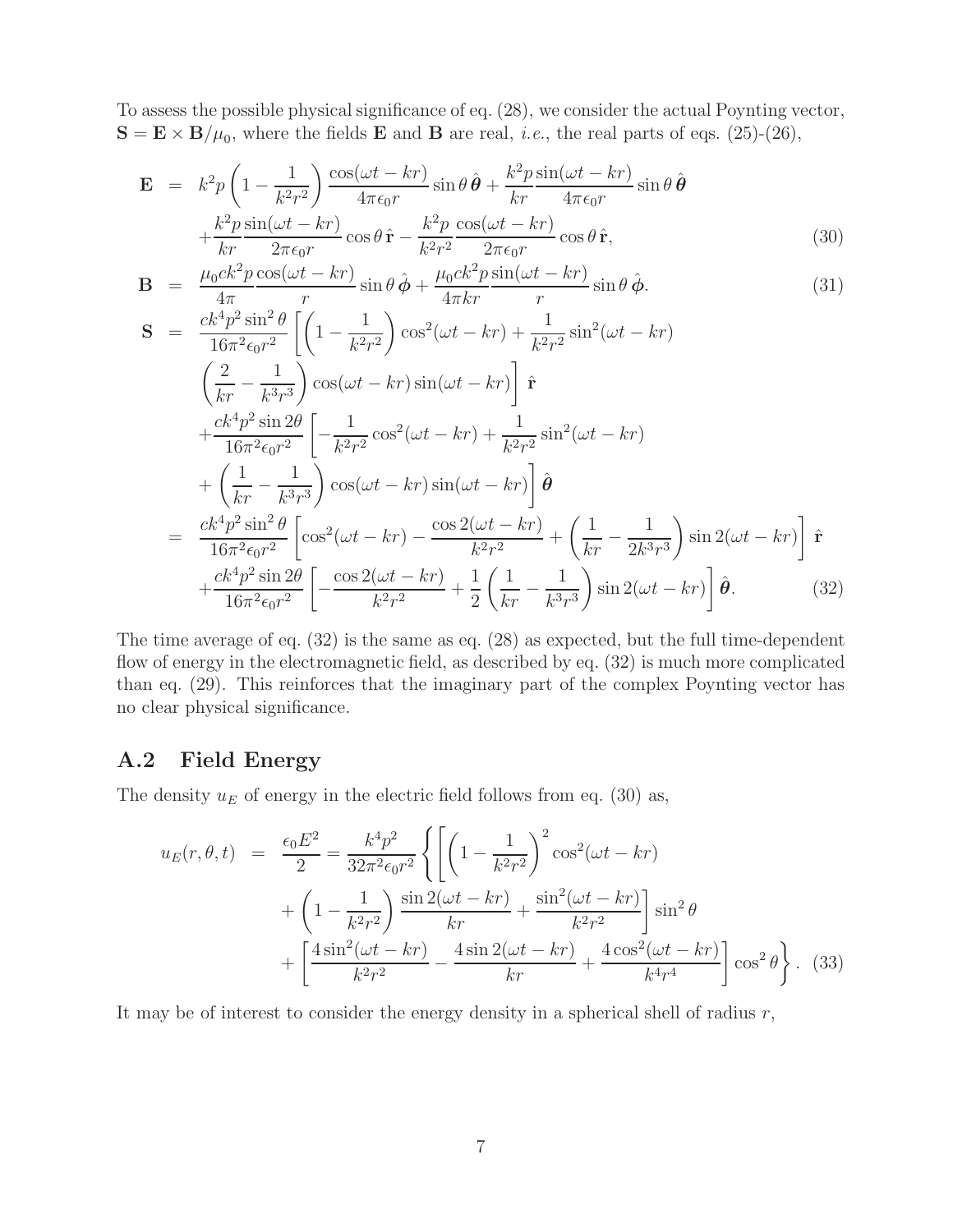To assess the possible physical significance of eq. (28), we consider the actual Poynting vector, $\mathbf{S} = \mathbf{E} \times \mathbf{B}/\mu_0$, where the fields $\mathbf{E}$ and $\mathbf{B}$ are real, *i.e.*, the real parts of eqs. (25)-(26),

$$
\begin{aligned}
\mathbf{E} &= k^2 p \left(1 - \frac{1}{k^2 r^2}\right) \frac{\cos(\omega t - kr)}{4\pi\epsilon_0 r} \sin\theta\,\hat{\boldsymbol{\theta}} + \frac{k^2 p}{kr} \frac{\sin(\omega t - kr)}{4\pi\epsilon_0 r} \sin\theta\,\hat{\boldsymbol{\theta}} \\
&\quad + \frac{k^2 p}{kr} \frac{\sin(\omega t - kr)}{2\pi\epsilon_0 r} \cos\theta\,\hat{\mathbf{r}} - \frac{k^2 p}{k^2 r^2} \frac{\cos(\omega t - kr)}{2\pi\epsilon_0 r} \cos\theta\,\hat{\mathbf{r}}, \qquad (30)
\end{aligned}
$$

$$
\mathbf{B} = \frac{\mu_0 c k^2 p}{4\pi} \frac{\cos(\omega t - kr)}{r} \sin\theta\,\hat{\boldsymbol{\phi}} + \frac{\mu_0 c k^2 p}{4\pi kr} \frac{\sin(\omega t - kr)}{r} \sin\theta\,\hat{\boldsymbol{\phi}}. \qquad (31)
$$

$$
\begin{aligned}
\mathbf{S} &= \frac{c k^4 p^2 \sin^2\theta}{16\pi^2\epsilon_0 r^2} \left[ \left(1 - \frac{1}{k^2 r^2}\right) \cos^2(\omega t - kr) + \frac{1}{k^2 r^2} \sin^2(\omega t - kr) \right. \\
&\quad \left. \left(\frac{2}{kr} - \frac{1}{k^3 r^3}\right) \cos(\omega t - kr) \sin(\omega t - kr) \right] \hat{\mathbf{r}} \\
&\quad + \frac{c k^4 p^2 \sin 2\theta}{16\pi^2\epsilon_0 r^2} \left[ -\frac{1}{k^2 r^2} \cos^2(\omega t - kr) + \frac{1}{k^2 r^2} \sin^2(\omega t - kr) \right. \\
&\quad \left. + \left(\frac{1}{kr} - \frac{1}{k^3 r^3}\right) \cos(\omega t - kr) \sin(\omega t - kr) \right] \hat{\boldsymbol{\theta}} \\
&= \frac{c k^4 p^2 \sin^2\theta}{16\pi^2\epsilon_0 r^2} \left[ \cos^2(\omega t - kr) - \frac{\cos 2(\omega t - kr)}{k^2 r^2} + \left(\frac{1}{kr} - \frac{1}{2k^3 r^3}\right) \sin 2(\omega t - kr) \right] \hat{\mathbf{r}} \\
&\quad + \frac{c k^4 p^2 \sin 2\theta}{16\pi^2\epsilon_0 r^2} \left[ -\frac{\cos 2(\omega t - kr)}{k^2 r^2} + \frac{1}{2} \left(\frac{1}{kr} - \frac{1}{k^3 r^3}\right) \sin 2(\omega t - kr) \right] \hat{\boldsymbol{\theta}}. \qquad (32)
\end{aligned}
$$

The time average of eq. (32) is the same as eq. (28) as expected, but the full time-dependent flow of energy in the electromagnetic field, as described by eq. (32) is much more complicated than eq. (29). This reinforces that the imaginary part of the complex Poynting vector has no clear physical significance.

## A.2 Field Energy

The density $u_E$ of energy in the electric field follows from eq. (30) as,

$$
\begin{aligned}
u_E(r, \theta, t) &= \frac{\epsilon_0 E^2}{2} = \frac{k^4 p^2}{32\pi^2\epsilon_0 r^2} \left\{ \left[ \left(1 - \frac{1}{k^2 r^2}\right)^2 \cos^2(\omega t - kr) \right. \right. \\
&\quad \left. + \left(1 - \frac{1}{k^2 r^2}\right) \frac{\sin 2(\omega t - kr)}{kr} + \frac{\sin^2(\omega t - kr)}{k^2 r^2} \right] \sin^2\theta \\
&\quad \left. + \left[ \frac{4\sin^2(\omega t - kr)}{k^2 r^2} - \frac{4\sin 2(\omega t - kr)}{kr} + \frac{4\cos^2(\omega t - kr)}{k^4 r^4} \right] \cos^2\theta \right\}. \qquad (33)
\end{aligned}
$$

It may be of interest to consider the energy density in a spherical shell of radius $r$,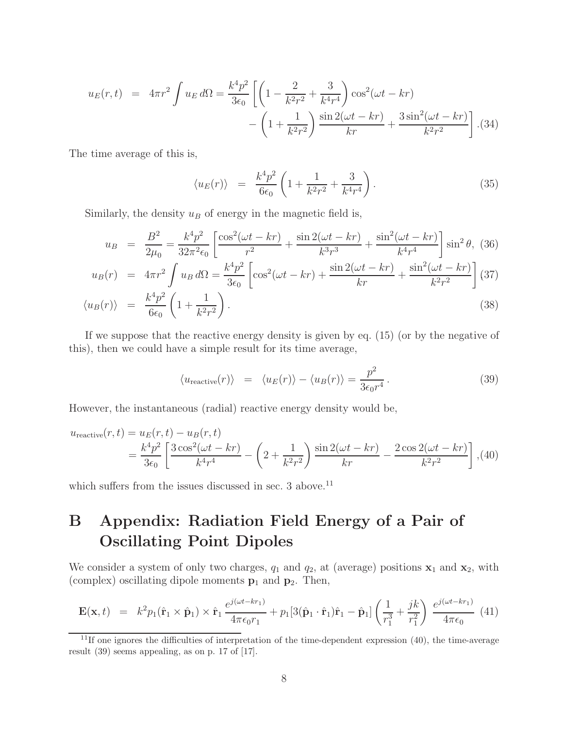$$u_E(r,t) = 4\pi r^2 \int u_E \, d\Omega = \frac{k^4 p^2}{3\epsilon_0} \left[ \left(1 - \frac{2}{k^2 r^2} + \frac{3}{k^4 r^4}\right) \cos^2(\omega t - kr) - \left(1 + \frac{1}{k^2 r^2}\right) \frac{\sin 2(\omega t - kr)}{kr} + \frac{3 \sin^2(\omega t - kr)}{k^2 r^2} \right]. \quad (34)$$

The time average of this is,

$$\langle u_E(r) \rangle = \frac{k^4 p^2}{6\epsilon_0} \left(1 + \frac{1}{k^2 r^2} + \frac{3}{k^4 r^4}\right). \quad (35)$$

Similarly, the density $u_B$ of energy in the magnetic field is,

$$u_B = \frac{B^2}{2\mu_0} = \frac{k^4 p^2}{32\pi^2 \epsilon_0} \left[ \frac{\cos^2(\omega t - kr)}{r^2} + \frac{\sin 2(\omega t - kr)}{k^3 r^3} + \frac{\sin^2(\omega t - kr)}{k^4 r^4} \right] \sin^2\theta, \quad (36)$$

$$u_B(r) = 4\pi r^2 \int u_B \, d\Omega = \frac{k^4 p^2}{3\epsilon_0} \left[ \cos^2(\omega t - kr) + \frac{\sin 2(\omega t - kr)}{kr} + \frac{\sin^2(\omega t - kr)}{k^2 r^2} \right] \quad (37)$$

$$\langle u_B(r) \rangle = \frac{k^4 p^2}{6\epsilon_0} \left(1 + \frac{1}{k^2 r^2}\right). \quad (38)$$

If we suppose that the reactive energy density is given by eq. (15) (or by the negative of this), then we could have a simple result for its time average,

$$\langle u_{\text{reactive}}(r) \rangle = \langle u_E(r) \rangle - \langle u_B(r) \rangle = \frac{p^2}{3\epsilon_0 r^4}. \quad (39)$$

However, the instantaneous (radial) reactive energy density would be,

$$u_{\text{reactive}}(r,t) = u_E(r,t) - u_B(r,t) = \frac{k^4 p^2}{3\epsilon_0} \left[ \frac{3\cos^2(\omega t - kr)}{k^4 r^4} - \left(2 + \frac{1}{k^2 r^2}\right) \frac{\sin 2(\omega t - kr)}{kr} - \frac{2\cos 2(\omega t - kr)}{k^2 r^2} \right], \quad (40)$$

which suffers from the issues discussed in sec. 3 above.[11]

# B Appendix: Radiation Field Energy of a Pair of Oscillating Point Dipoles

We consider a system of only two charges, $q_1$ and $q_2$, at (average) positions $\mathbf{x}_1$ and $\mathbf{x}_2$, with (complex) oscillating dipole moments $\mathbf{p}_1$ and $\mathbf{p}_2$. Then,

$$\mathbf{E}(\mathbf{x},t) = k^2 p_1 (\hat{\mathbf{r}}_1 \times \hat{\mathbf{p}}_1) \times \hat{\mathbf{r}}_1 \frac{e^{j(\omega t - kr_1)}}{4\pi\epsilon_0 r_1} + p_1 [3(\hat{\mathbf{p}}_1 \cdot \hat{\mathbf{r}}_1)\hat{\mathbf{r}}_1 - \hat{\mathbf{p}}_1] \left(\frac{1}{r_1^3} + \frac{jk}{r_1^2}\right) \frac{e^{j(\omega t - kr_1)}}{4\pi\epsilon_0} \quad (41)$$

[11] If one ignores the difficulties of interpretation of the time-dependent expression (40), the time-average result (39) seems appealing, as on p. 17 of [17].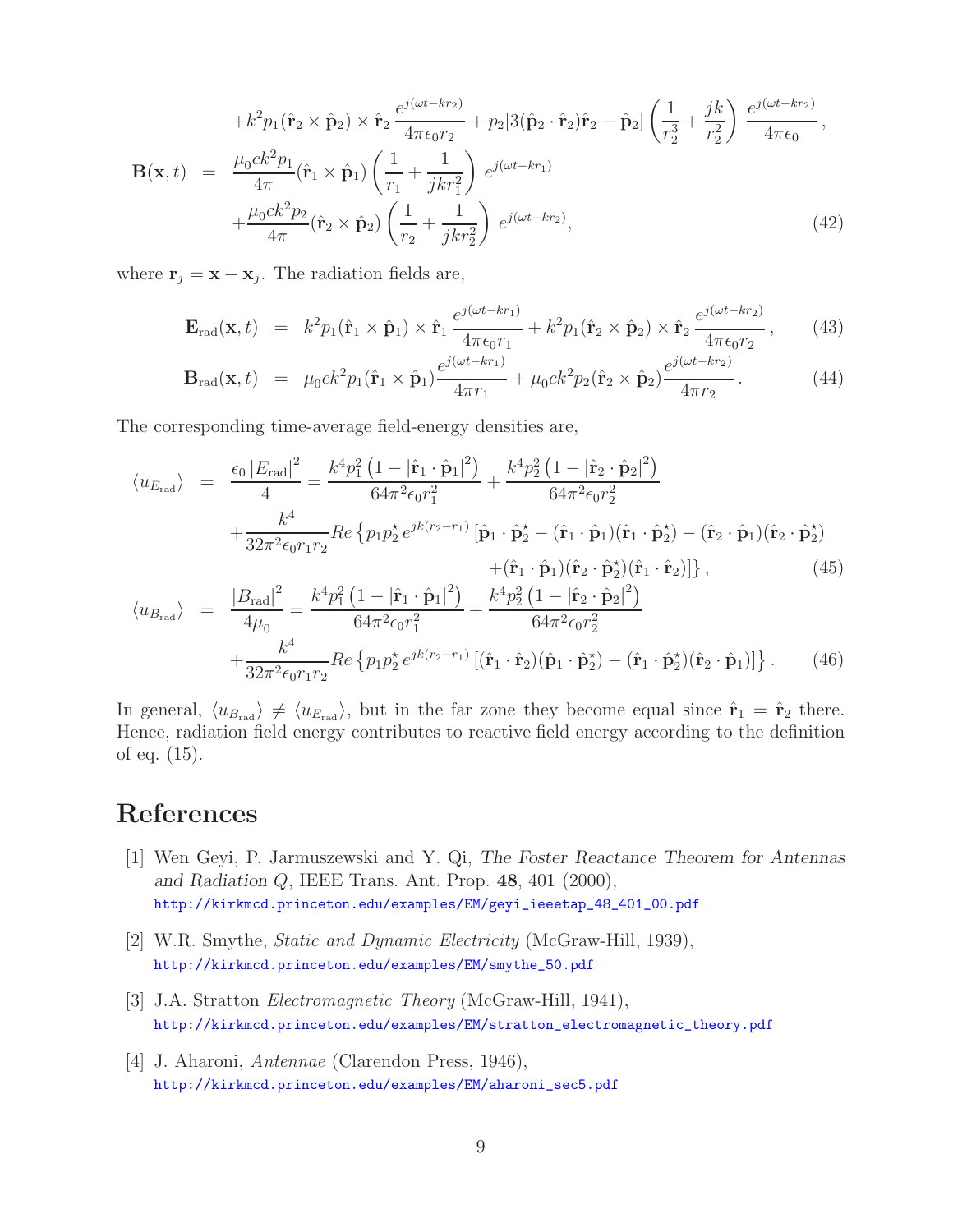$$
+k^2 p_1(\hat{\mathbf{r}}_2 \times \hat{\mathbf{p}}_2) \times \hat{\mathbf{r}}_2 \, \frac{e^{j(\omega t - kr_2)}}{4\pi\epsilon_0 r_2} + p_2[3(\hat{\mathbf{p}}_2 \cdot \hat{\mathbf{r}}_2)\hat{\mathbf{r}}_2 - \hat{\mathbf{p}}_2] \left( \frac{1}{r_2^3} + \frac{jk}{r_2^2} \right) \frac{e^{j(\omega t - kr_2)}}{4\pi\epsilon_0},
$$

$$
\begin{aligned}
\mathbf{B}(\mathbf{x}, t) &= \frac{\mu_0 c k^2 p_1}{4\pi} (\hat{\mathbf{r}}_1 \times \hat{\mathbf{p}}_1) \left( \frac{1}{r_1} + \frac{1}{jkr_1^2} \right) e^{j(\omega t - kr_1)} \\
&\quad + \frac{\mu_0 c k^2 p_2}{4\pi} (\hat{\mathbf{r}}_2 \times \hat{\mathbf{p}}_2) \left( \frac{1}{r_2} + \frac{1}{jkr_2^2} \right) e^{j(\omega t - kr_2)},
\end{aligned} \tag{42}
$$

where $\mathbf{r}_j = \mathbf{x} - \mathbf{x}_j$. The radiation fields are,

$$
\mathbf{E}_{\rm rad}(\mathbf{x}, t) = k^2 p_1(\hat{\mathbf{r}}_1 \times \hat{\mathbf{p}}_1) \times \hat{\mathbf{r}}_1 \, \frac{e^{j(\omega t - kr_1)}}{4\pi\epsilon_0 r_1} + k^2 p_1(\hat{\mathbf{r}}_2 \times \hat{\mathbf{p}}_2) \times \hat{\mathbf{r}}_2 \, \frac{e^{j(\omega t - kr_2)}}{4\pi\epsilon_0 r_2}, \tag{43}
$$

$$
\mathbf{B}_{\rm rad}(\mathbf{x}, t) = \mu_0 c k^2 p_1(\hat{\mathbf{r}}_1 \times \hat{\mathbf{p}}_1) \frac{e^{j(\omega t - kr_1)}}{4\pi r_1} + \mu_0 c k^2 p_2(\hat{\mathbf{r}}_2 \times \hat{\mathbf{p}}_2) \frac{e^{j(\omega t - kr_2)}}{4\pi r_2}. \tag{44}
$$

The corresponding time-average field-energy densities are,

$$
\begin{aligned}
\langle u_{E_{\rm rad}} \rangle &= \frac{\epsilon_0 \left| E_{\rm rad} \right|^2}{4} = \frac{k^4 p_1^2 \left(1 - |\hat{\mathbf{r}}_1 \cdot \hat{\mathbf{p}}_1|^2\right)}{64\pi^2 \epsilon_0 r_1^2} + \frac{k^4 p_2^2 \left(1 - |\hat{\mathbf{r}}_2 \cdot \hat{\mathbf{p}}_2|^2\right)}{64\pi^2 \epsilon_0 r_2^2} \\
&\quad + \frac{k^4}{32\pi^2 \epsilon_0 r_1 r_2} Re \left\{ p_1 p_2^\star \, e^{jk(r_2 - r_1)} \left[ \hat{\mathbf{p}}_1 \cdot \hat{\mathbf{p}}_2^\star - (\hat{\mathbf{r}}_1 \cdot \hat{\mathbf{p}}_1)(\hat{\mathbf{r}}_1 \cdot \hat{\mathbf{p}}_2^\star) - (\hat{\mathbf{r}}_2 \cdot \hat{\mathbf{p}}_1)(\hat{\mathbf{r}}_2 \cdot \hat{\mathbf{p}}_2^\star) \right. \right. \\
&\qquad \left. \left. + (\hat{\mathbf{r}}_1 \cdot \hat{\mathbf{p}}_1)(\hat{\mathbf{r}}_2 \cdot \hat{\mathbf{p}}_2^\star)(\hat{\mathbf{r}}_1 \cdot \hat{\mathbf{r}}_2) \right] \right\},
\end{aligned} \tag{45}
$$

$$
\begin{aligned}
\langle u_{B_{\rm rad}} \rangle &= \frac{\left| B_{\rm rad} \right|^2}{4\mu_0} = \frac{k^4 p_1^2 \left(1 - |\hat{\mathbf{r}}_1 \cdot \hat{\mathbf{p}}_1|^2\right)}{64\pi^2 \epsilon_0 r_1^2} + \frac{k^4 p_2^2 \left(1 - |\hat{\mathbf{r}}_2 \cdot \hat{\mathbf{p}}_2|^2\right)}{64\pi^2 \epsilon_0 r_2^2} \\
&\quad + \frac{k^4}{32\pi^2 \epsilon_0 r_1 r_2} Re \left\{ p_1 p_2^\star \, e^{jk(r_2 - r_1)} \left[ (\hat{\mathbf{r}}_1 \cdot \hat{\mathbf{r}}_2)(\hat{\mathbf{p}}_1 \cdot \hat{\mathbf{p}}_2^\star) - (\hat{\mathbf{r}}_1 \cdot \hat{\mathbf{p}}_2^\star)(\hat{\mathbf{r}}_2 \cdot \hat{\mathbf{p}}_1) \right] \right\}.
\end{aligned} \tag{46}
$$

In general, $\langle u_{B_{\rm rad}} \rangle \neq \langle u_{E_{\rm rad}} \rangle$, but in the far zone they become equal since $\hat{\mathbf{r}}_1 = \hat{\mathbf{r}}_2$ there. Hence, radiation field energy contributes to reactive field energy according to the definition of eq. (15).

# References

[1] Wen Geyi, P. Jarmuszewski and Y. Qi, *The Foster Reactance Theorem for Antennas and Radiation Q*, IEEE Trans. Ant. Prop. **48**, 401 (2000),
http://kirkmcd.princeton.edu/examples/EM/geyi_ieeetap_48_401_00.pdf

[2] W.R. Smythe, *Static and Dynamic Electricity* (McGraw-Hill, 1939),
http://kirkmcd.princeton.edu/examples/EM/smythe_50.pdf

[3] J.A. Stratton *Electromagnetic Theory* (McGraw-Hill, 1941),
http://kirkmcd.princeton.edu/examples/EM/stratton_electromagnetic_theory.pdf

[4] J. Aharoni, *Antennae* (Clarendon Press, 1946),
http://kirkmcd.princeton.edu/examples/EM/aharoni_sec5.pdf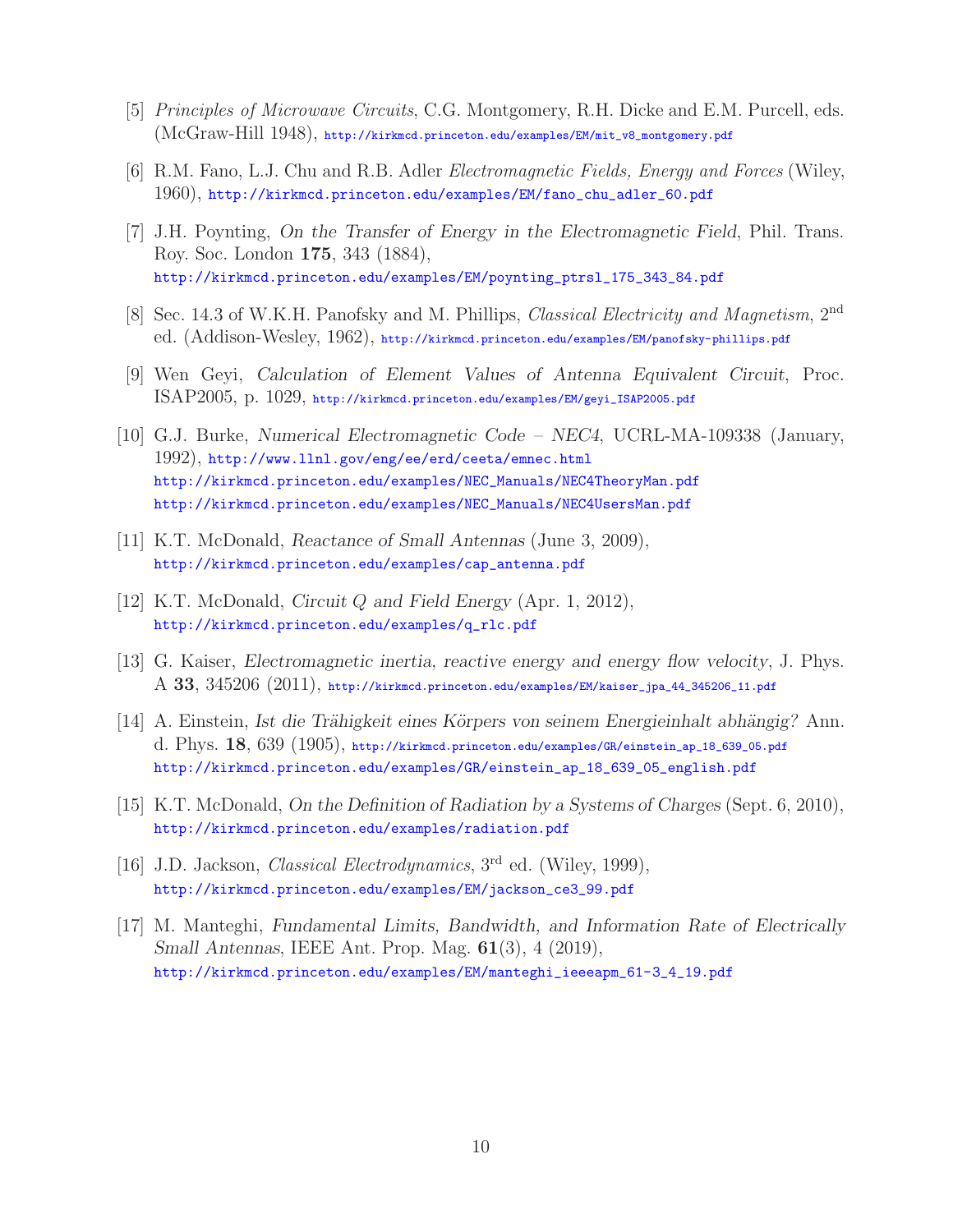[5] *Principles of Microwave Circuits*, C.G. Montgomery, R.H. Dicke and E.M. Purcell, eds. (McGraw-Hill 1948), http://kirkmcd.princeton.edu/examples/EM/mit_v8_montgomery.pdf

[6] R.M. Fano, L.J. Chu and R.B. Adler *Electromagnetic Fields, Energy and Forces* (Wiley, 1960), http://kirkmcd.princeton.edu/examples/EM/fano_chu_adler_60.pdf

[7] J.H. Poynting, *On the Transfer of Energy in the Electromagnetic Field*, Phil. Trans. Roy. Soc. London **175**, 343 (1884), http://kirkmcd.princeton.edu/examples/EM/poynting_ptrsl_175_343_84.pdf

[8] Sec. 14.3 of W.K.H. Panofsky and M. Phillips, *Classical Electricity and Magnetism*, 2nd ed. (Addison-Wesley, 1962), http://kirkmcd.princeton.edu/examples/EM/panofsky-phillips.pdf

[9] Wen Geyi, *Calculation of Element Values of Antenna Equivalent Circuit*, Proc. ISAP2005, p. 1029, http://kirkmcd.princeton.edu/examples/EM/geyi_ISAP2005.pdf

[10] G.J. Burke, *Numerical Electromagnetic Code – NEC4*, UCRL-MA-109338 (January, 1992), http://www.llnl.gov/eng/ee/erd/ceeta/emnec.html
http://kirkmcd.princeton.edu/examples/NEC_Manuals/NEC4TheoryMan.pdf
http://kirkmcd.princeton.edu/examples/NEC_Manuals/NEC4UsersMan.pdf

[11] K.T. McDonald, *Reactance of Small Antennas* (June 3, 2009), http://kirkmcd.princeton.edu/examples/cap_antenna.pdf

[12] K.T. McDonald, *Circuit Q and Field Energy* (Apr. 1, 2012), http://kirkmcd.princeton.edu/examples/q_rlc.pdf

[13] G. Kaiser, *Electromagnetic inertia, reactive energy and energy flow velocity*, J. Phys. A **33**, 345206 (2011), http://kirkmcd.princeton.edu/examples/EM/kaiser_jpa_44_345206_11.pdf

[14] A. Einstein, *Ist die Trähigkeit eines Körpers von seinem Energieinhalt abhängig?* Ann. d. Phys. **18**, 639 (1905), http://kirkmcd.princeton.edu/examples/GR/einstein_ap_18_639_05.pdf
http://kirkmcd.princeton.edu/examples/GR/einstein_ap_18_639_05_english.pdf

[15] K.T. McDonald, *On the Definition of Radiation by a Systems of Charges* (Sept. 6, 2010), http://kirkmcd.princeton.edu/examples/radiation.pdf

[16] J.D. Jackson, *Classical Electrodynamics*, 3rd ed. (Wiley, 1999), http://kirkmcd.princeton.edu/examples/EM/jackson_ce3_99.pdf

[17] M. Manteghi, *Fundamental Limits, Bandwidth, and Information Rate of Electrically Small Antennas*, IEEE Ant. Prop. Mag. **61**(3), 4 (2019), http://kirkmcd.princeton.edu/examples/EM/manteghi_ieeeapm_61-3_4_19.pdf